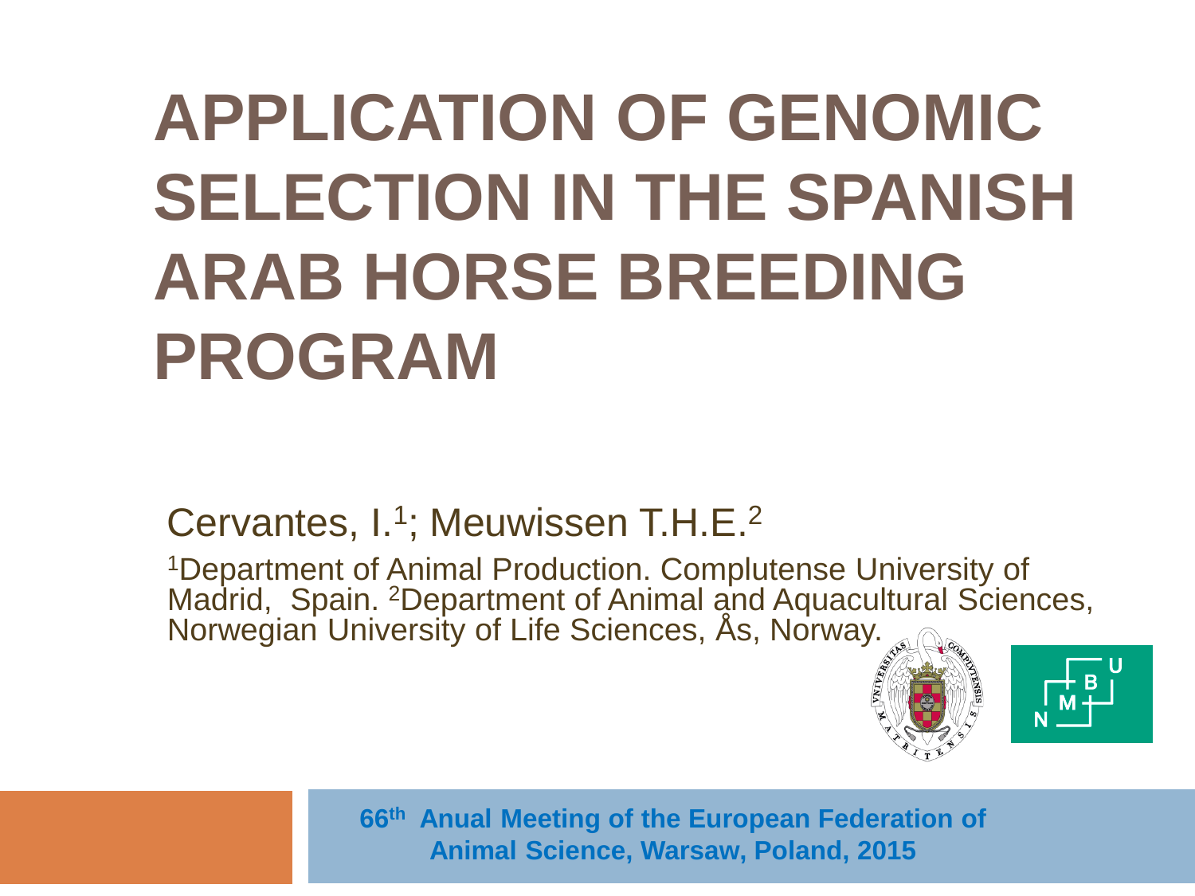# APPLICATION OF GENOMIC SELECTION IN THE SPANISH ARAB HORSE BREEDING PROGRAM

Cervantes, I.[1]; Meuwissen T.H.E.[2]

[1]Department of Animal Production. Complutense University of Madrid, Spain. [2]Department of Animal and Aquacultural Sciences, Norwegian University of Life Sciences, Ås, Norway.

**66th Anual Meeting of the European Federation of Animal Science, Warsaw, Poland, 2015**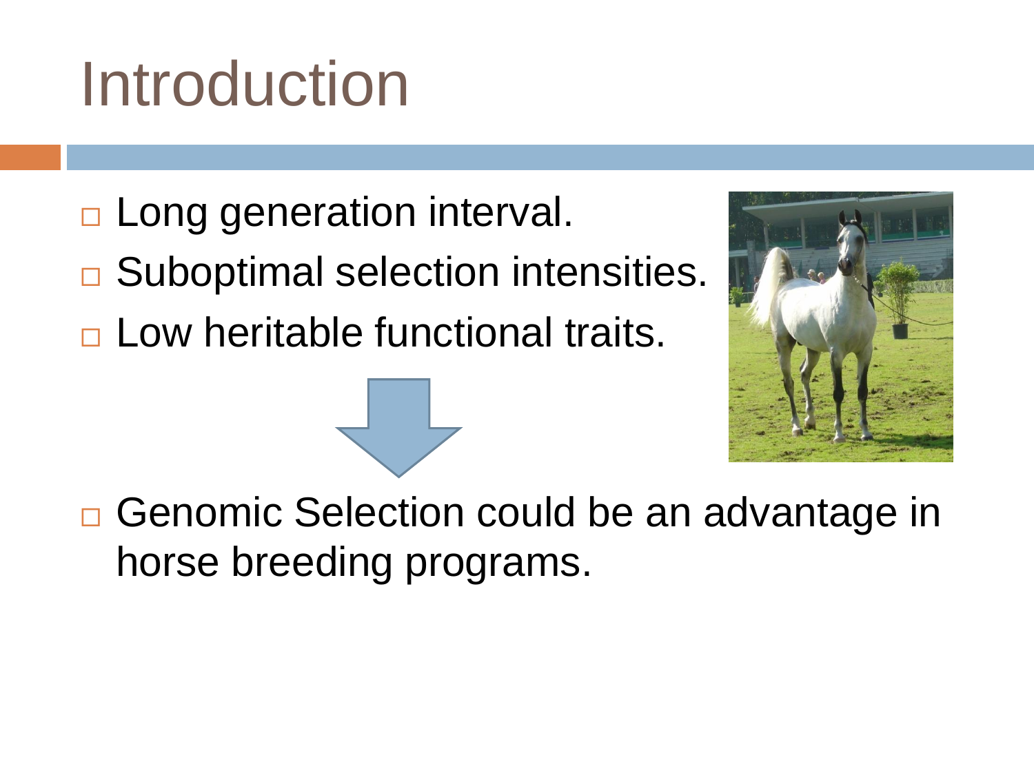# Introduction

- Long generation interval.
- Suboptimal selection intensities.
- Low heritable functional traits.

- Genomic Selection could be an advantage in horse breeding programs.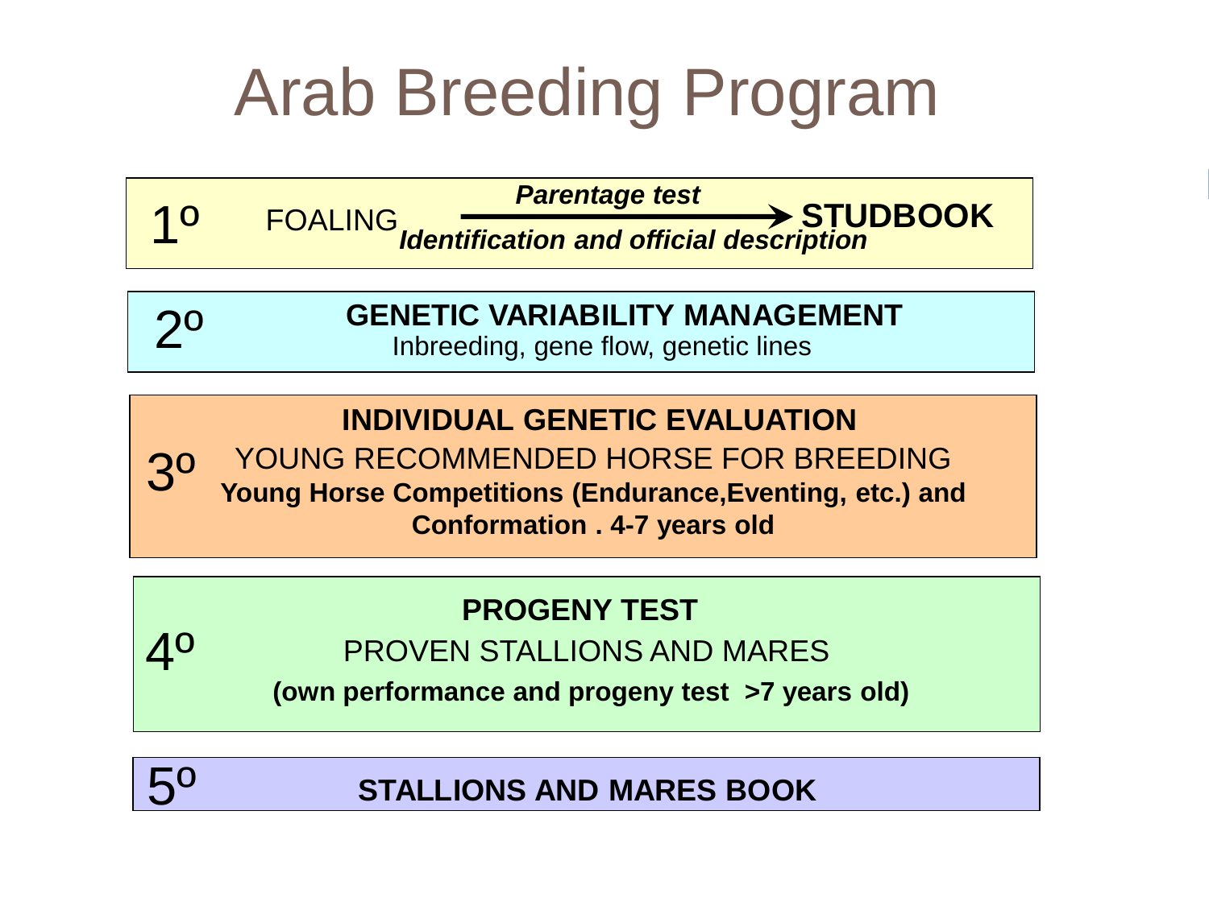# Arab Breeding Program

**1º** FOALING — *Parentage test* → **STUDBOOK**
***Identification and official description***

**2º** **GENETIC VARIABILITY MANAGEMENT**
Inbreeding, gene flow, genetic lines

**3º** **INDIVIDUAL GENETIC EVALUATION**
YOUNG RECOMMENDED HORSE FOR BREEDING
**Young Horse Competitions (Endurance,Eventing, etc.) and Conformation . 4-7 years old**

**4º** **PROGENY TEST**
PROVEN STALLIONS AND MARES
**(own performance and progeny test >7 years old)**

**5º** **STALLIONS AND MARES BOOK**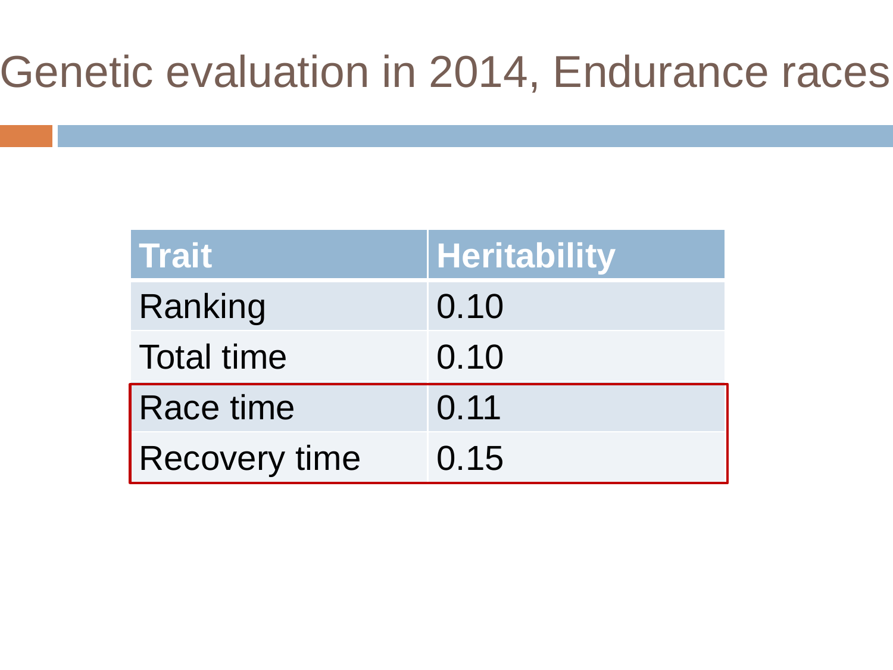# Genetic evaluation in 2014, Endurance races

| Trait | Heritability |
| --- | --- |
| Ranking | 0.10 |
| Total time | 0.10 |
| Race time | 0.11 |
| Recovery time | 0.15 |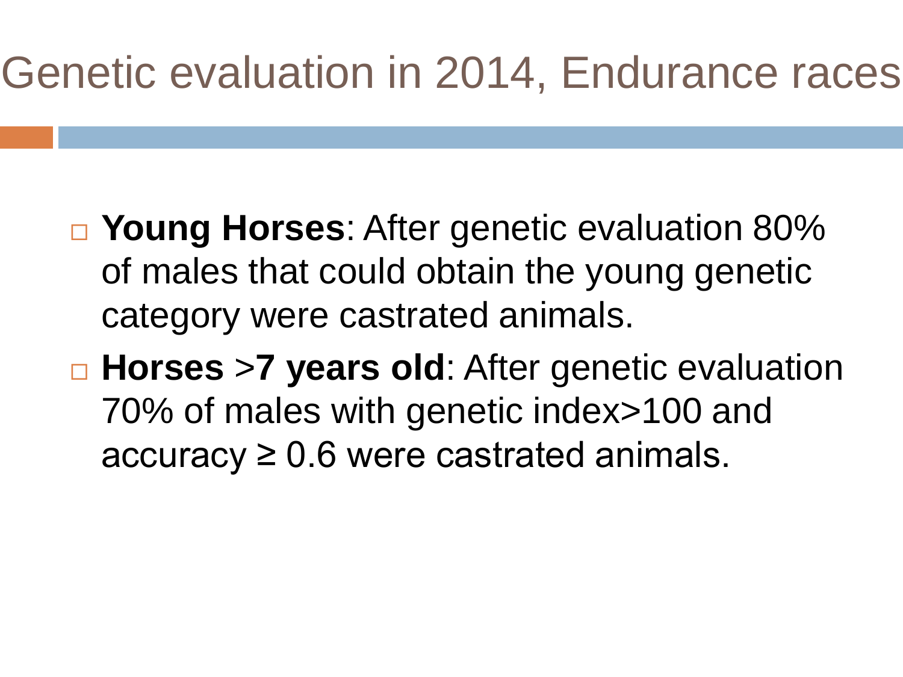# Genetic evaluation in 2014, Endurance races

- **Young Horses**: After genetic evaluation 80% of males that could obtain the young genetic category were castrated animals.
- **Horses** >**7 years old**: After genetic evaluation 70% of males with genetic index>100 and accuracy ≥ 0.6 were castrated animals.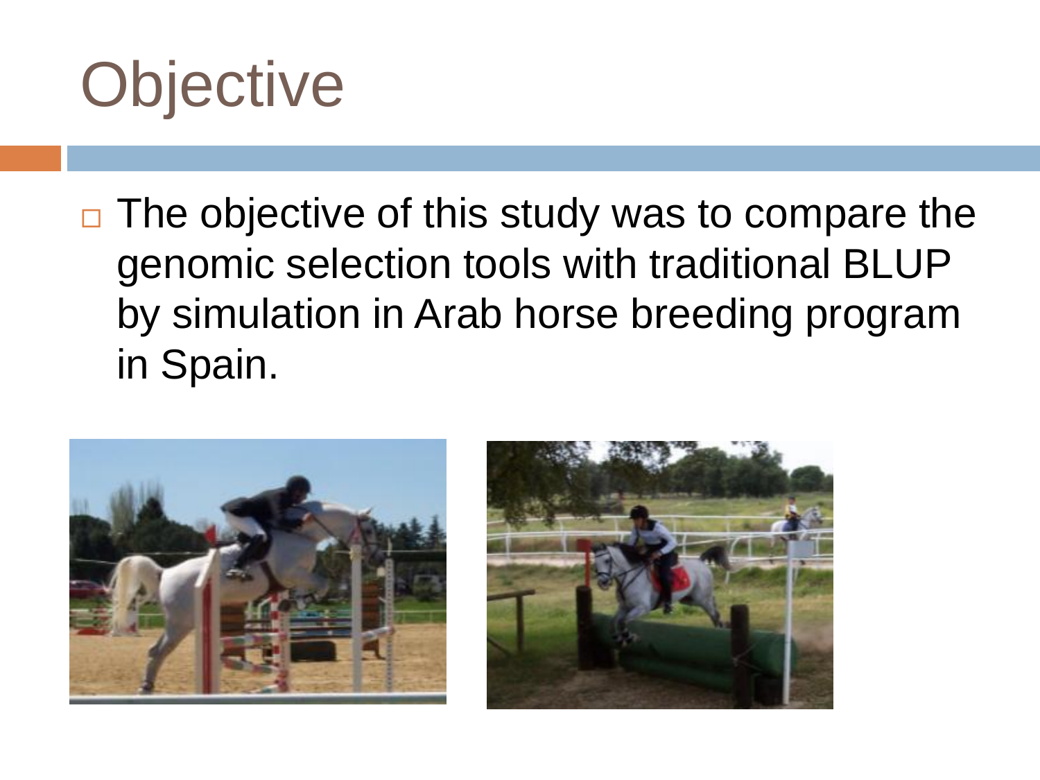# Objective

- The objective of this study was to compare the genomic selection tools with traditional BLUP by simulation in Arab horse breeding program in Spain.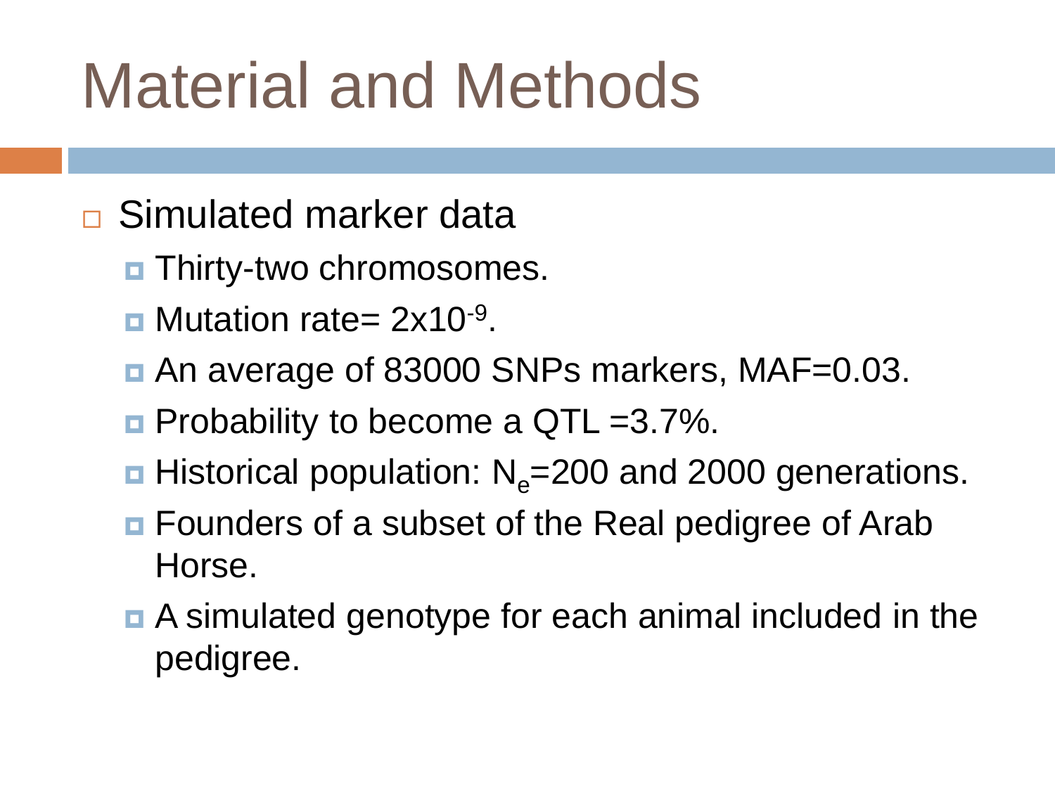# Material and Methods

- Simulated marker data
  - Thirty-two chromosomes.
  - Mutation rate= $2x10^{-9}$.
  - An average of 83000 SNPs markers, MAF=0.03.
  - Probability to become a QTL =3.7%.
  - Historical population: $N_e$=200 and 2000 generations.
  - Founders of a subset of the Real pedigree of Arab Horse.
  - A simulated genotype for each animal included in the pedigree.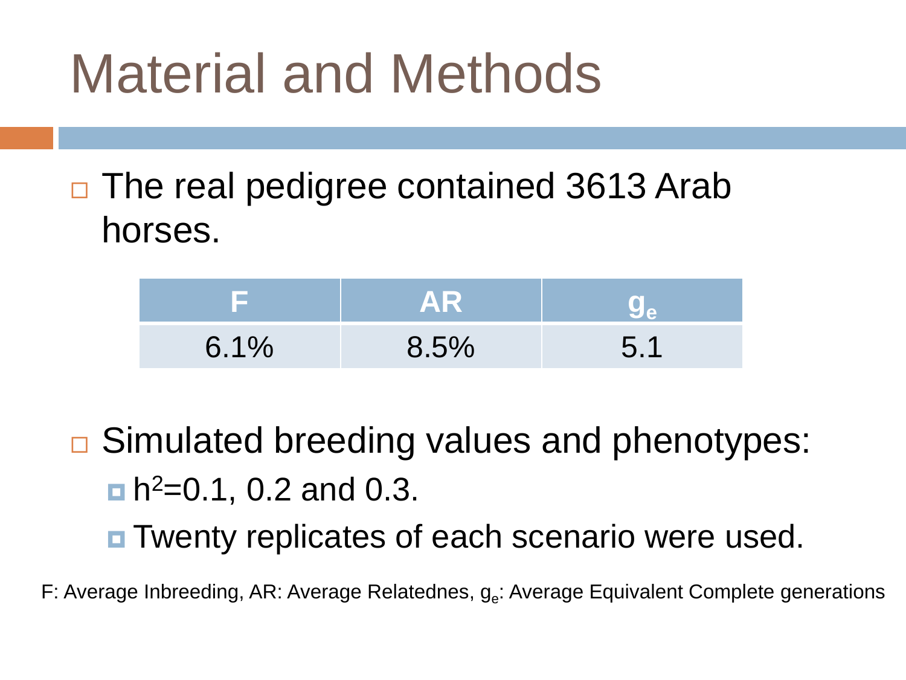# Material and Methods

- The real pedigree contained 3613 Arab horses.

| F | AR | $g_e$ |
|---|---|---|
| 6.1% | 8.5% | 5.1 |

- Simulated breeding values and phenotypes:
  - $h^2$=0.1, 0.2 and 0.3.
  - Twenty replicates of each scenario were used.

F: Average Inbreeding, AR: Average Relatednes, $g_e$: Average Equivalent Complete generations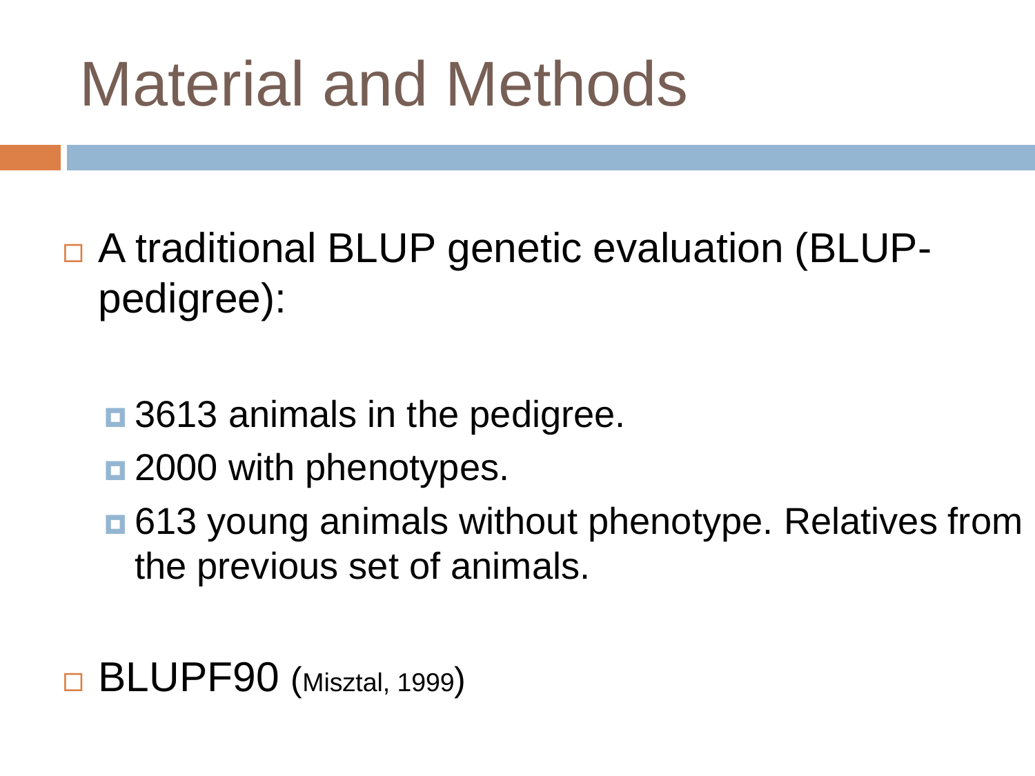# Material and Methods

- A traditional BLUP genetic evaluation (BLUP-pedigree):
  - 3613 animals in the pedigree.
  - 2000 with phenotypes.
  - 613 young animals without phenotype. Relatives from the previous set of animals.
- BLUPF90 (Misztal, 1999)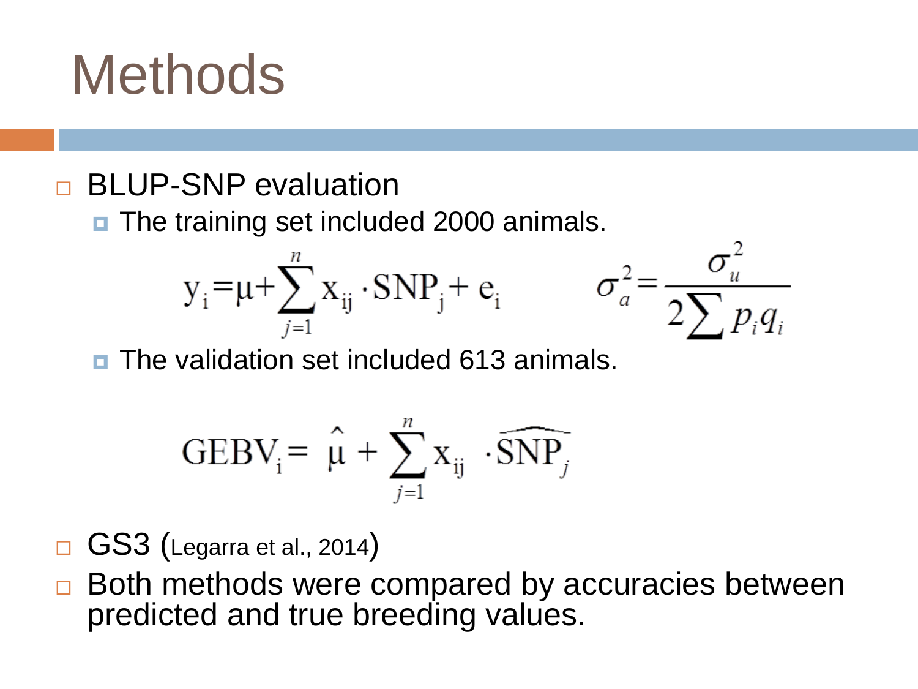# Methods

- BLUP-SNP evaluation
  - The training set included 2000 animals.

$$y_i = \mu + \sum_{j=1}^{n} x_{ij} \cdot SNP_j + e_i \qquad \sigma_a^2 = \frac{\sigma_u^2}{2\sum p_i q_i}$$

  - The validation set included 613 animals.

$$GEBV_i = \hat{\mu} + \sum_{j=1}^{n} x_{ij} \cdot \widehat{SNP}_j$$

- GS3 (Legarra et al., 2014)
- Both methods were compared by accuracies between predicted and true breeding values.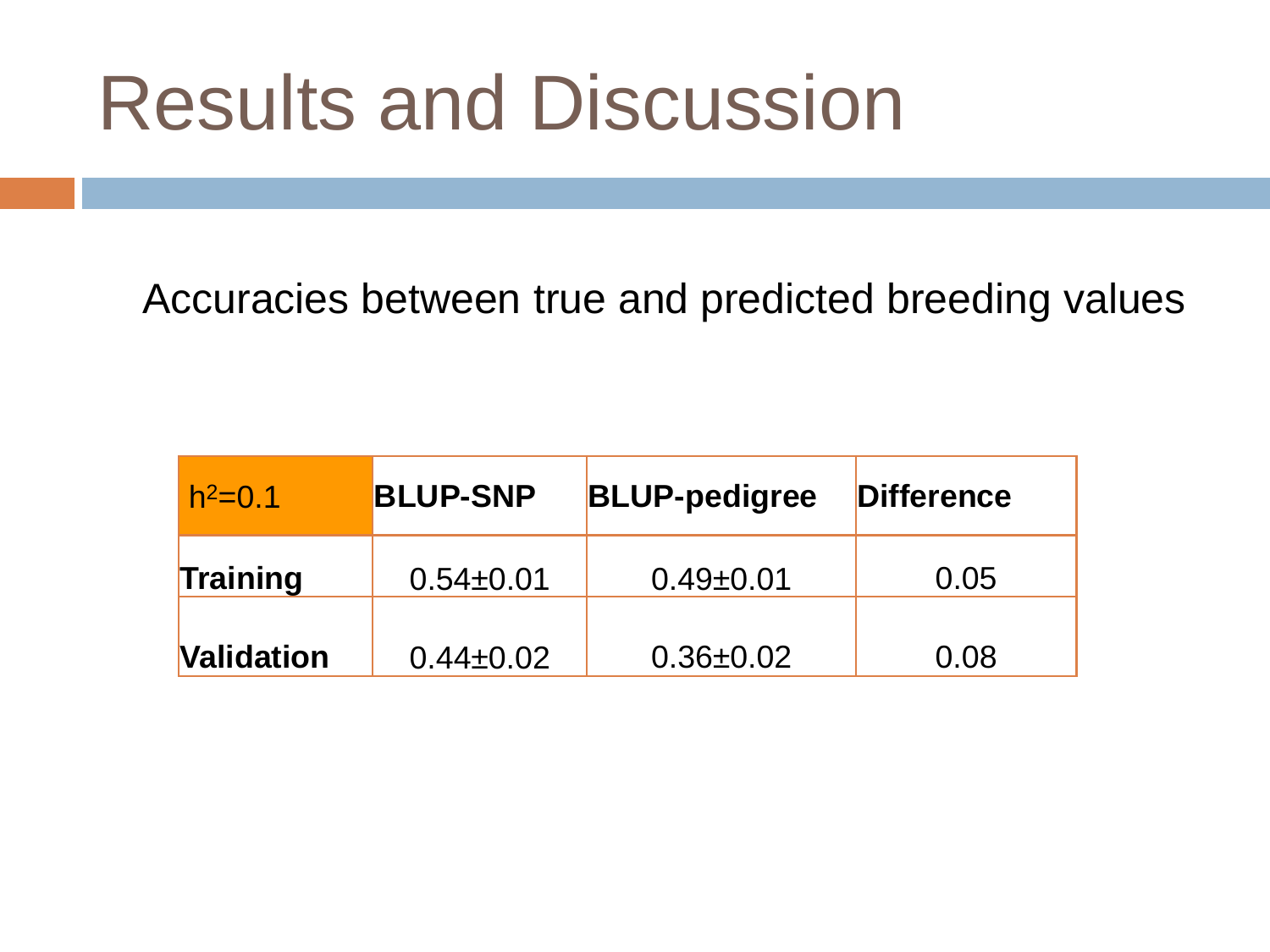# Results and Discussion

Accuracies between true and predicted breeding values

| $h^2$=0.1 | **BLUP-SNP** | **BLUP-pedigree** | **Difference** |
|---|---|---|---|
| **Training** | 0.54±0.01 | 0.49±0.01 | 0.05 |
| **Validation** | 0.44±0.02 | 0.36±0.02 | 0.08 |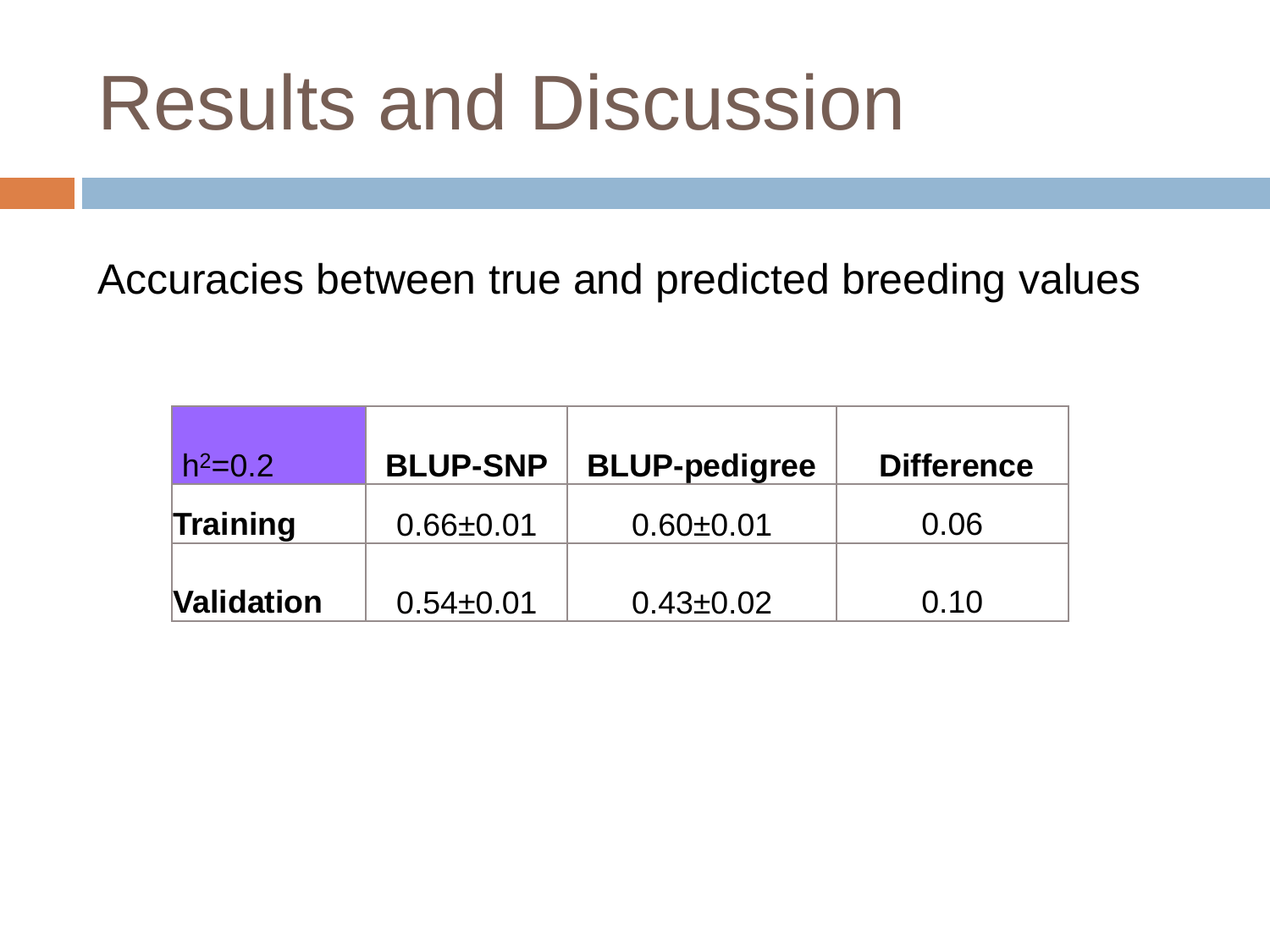# Results and Discussion

Accuracies between true and predicted breeding values

| $h^2$=0.2 | **BLUP-SNP** | **BLUP-pedigree** | **Difference** |
|---|---|---|---|
| **Training** | 0.66±0.01 | 0.60±0.01 | 0.06 |
| **Validation** | 0.54±0.01 | 0.43±0.02 | 0.10 |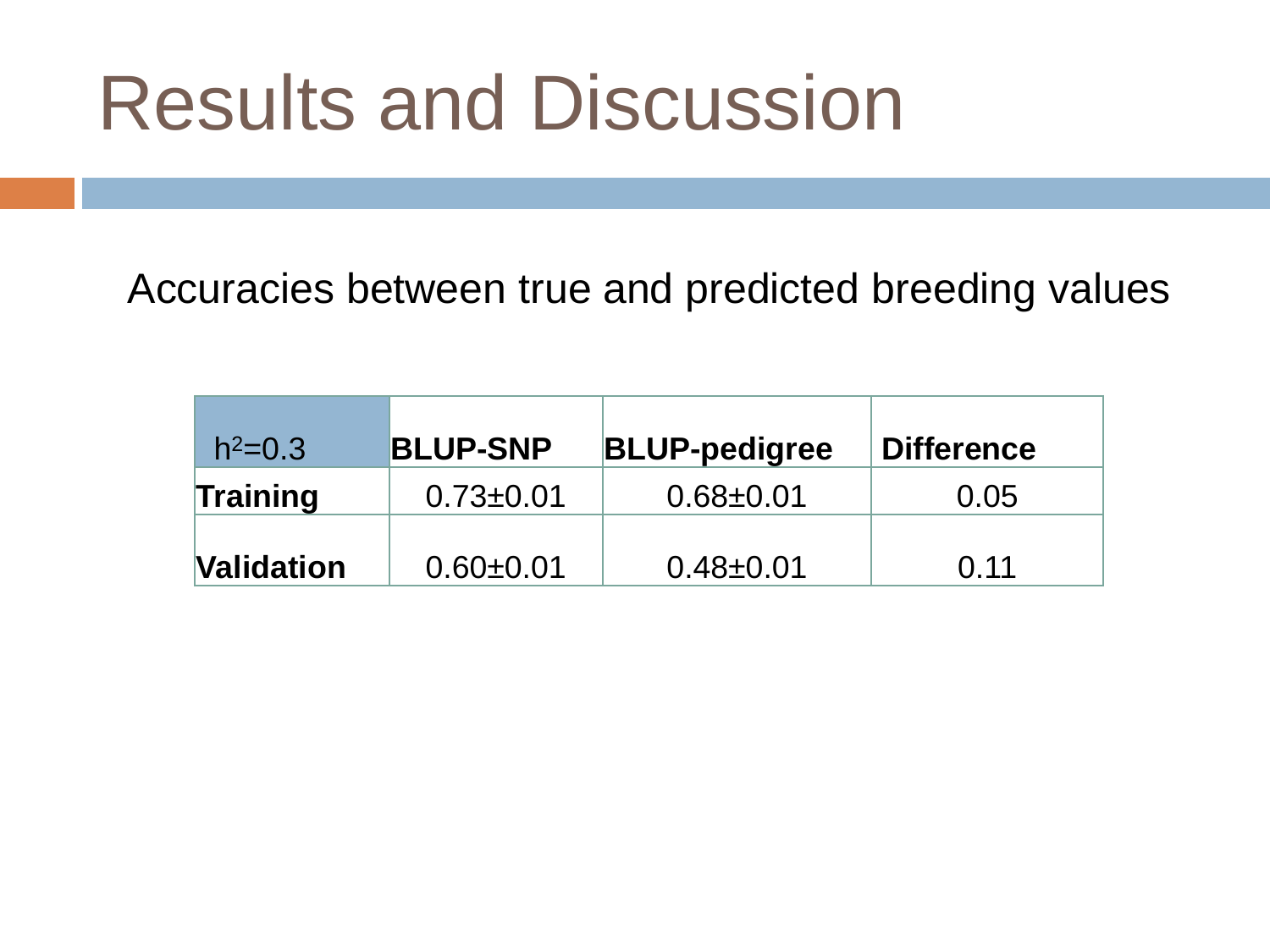# Results and Discussion

Accuracies between true and predicted breeding values

| $h^2=0.3$ | **BLUP-SNP** | **BLUP-pedigree** | **Difference** |
|---|---|---|---|
| **Training** | 0.73±0.01 | 0.68±0.01 | 0.05 |
| **Validation** | 0.60±0.01 | 0.48±0.01 | 0.11 |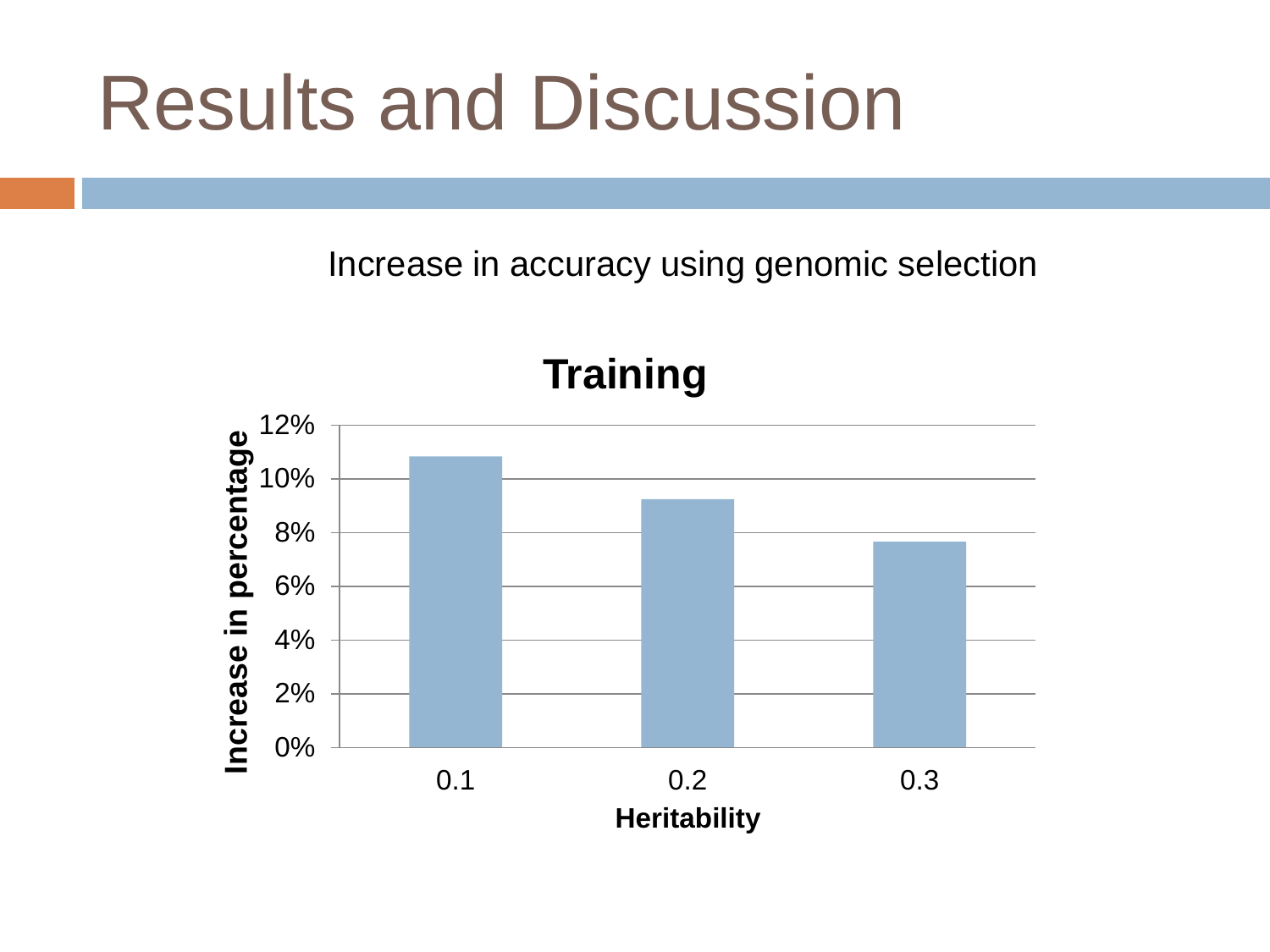# Results and Discussion

Increase in accuracy using genomic selection

**Training**

| Heritability | Increase in percentage |
| --- | --- |
| 0.1 | ~10.8% |
| 0.2 | ~9.2% |
| 0.3 | ~7.7% |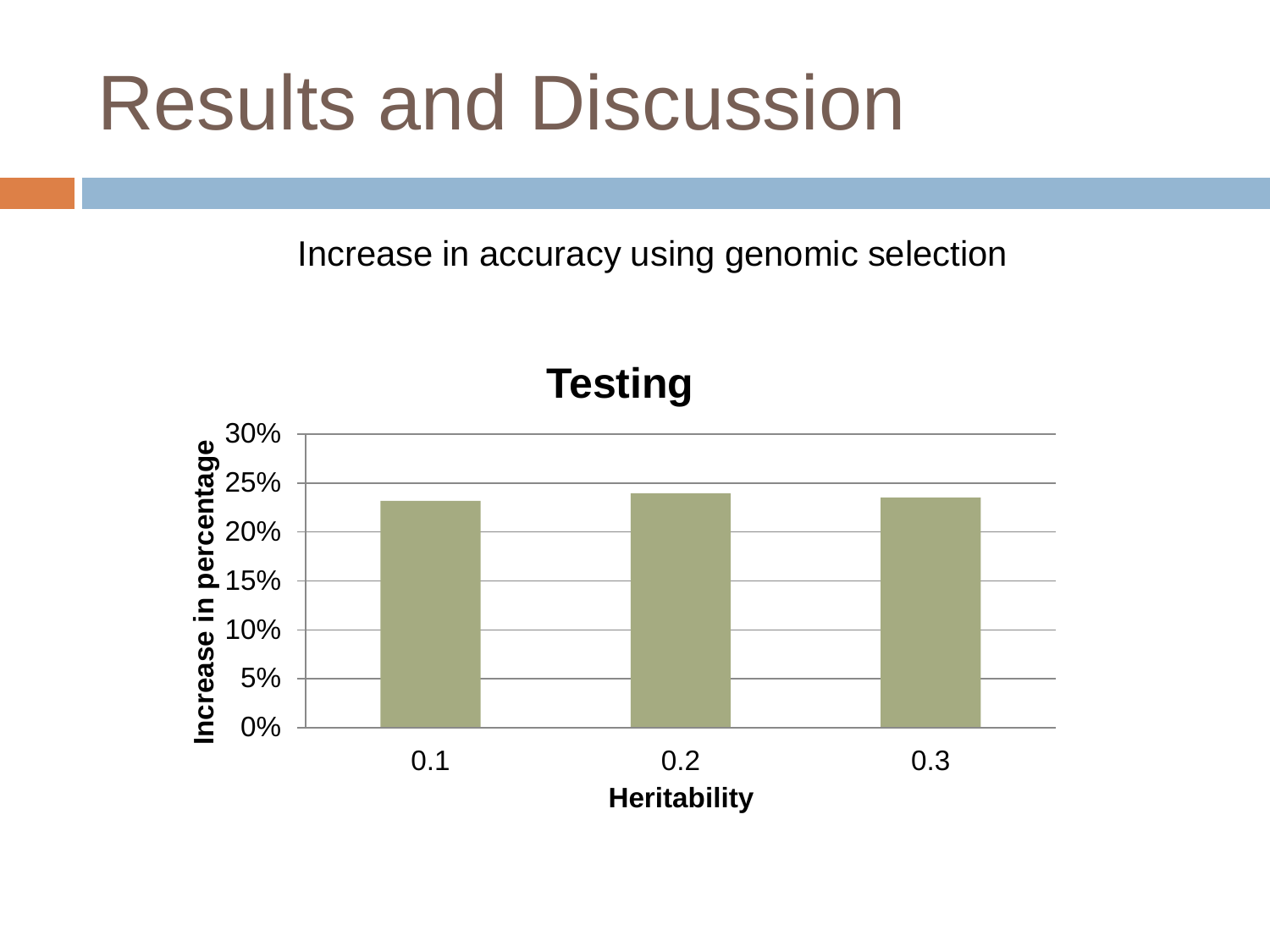# Results and Discussion

Increase in accuracy using genomic selection

**Testing**

Increase in percentage

30%
25%
20%
15%
10%
5%
0%

0.1 0.2 0.3

**Heritability**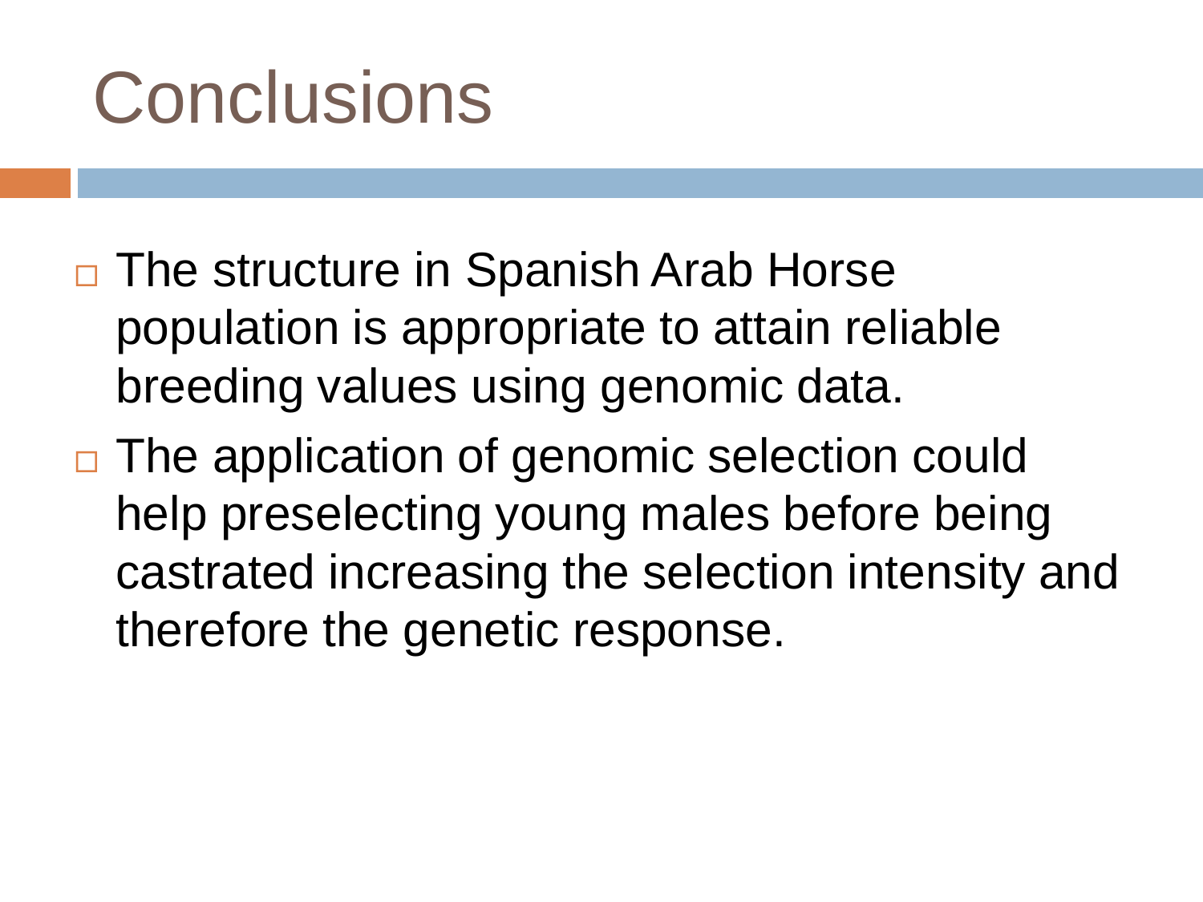# Conclusions

- The structure in Spanish Arab Horse population is appropriate to attain reliable breeding values using genomic data.
- The application of genomic selection could help preselecting young males before being castrated increasing the selection intensity and therefore the genetic response.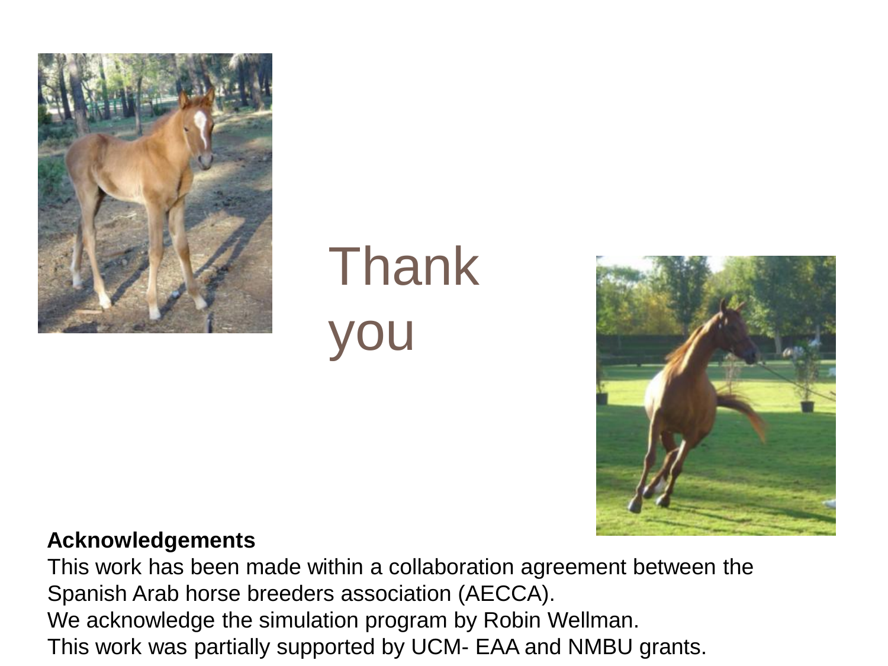# Thank you

**Acknowledgements**

This work has been made within a collaboration agreement between the Spanish Arab horse breeders association (AECCA).

We acknowledge the simulation program by Robin Wellman.

This work was partially supported by UCM- EAA and NMBU grants.